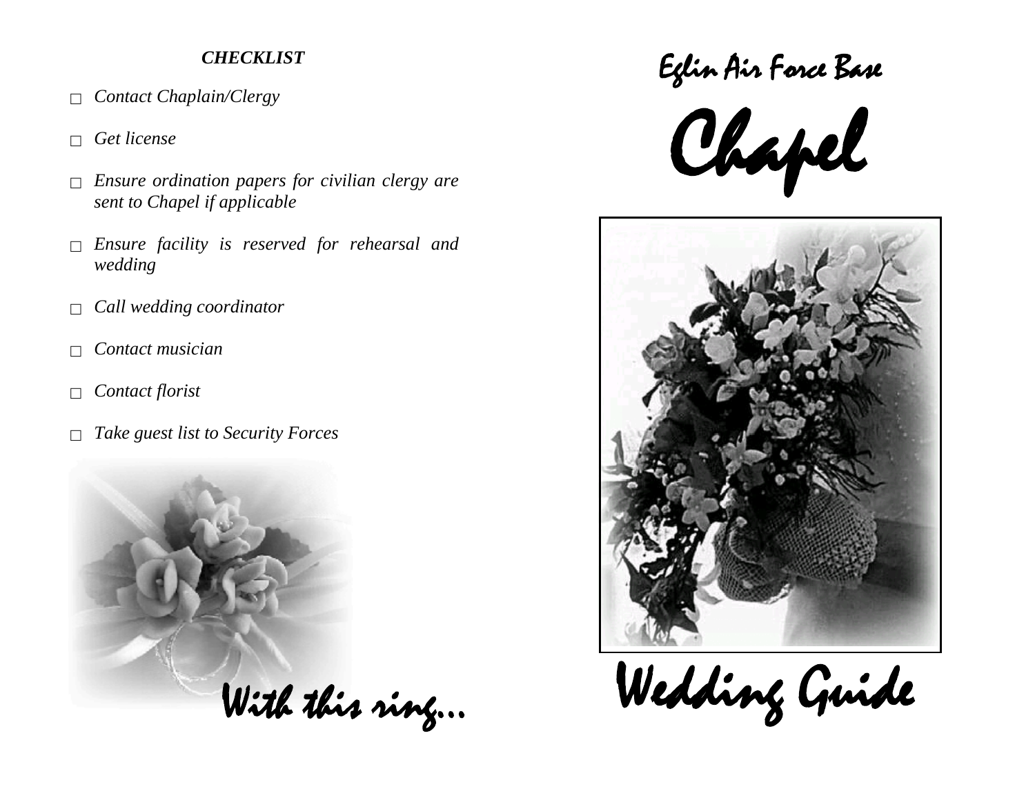***CHECKLIST***

- ☐ *Contact Chaplain/Clergy*
- ☐ *Get license*
- ☐ *Ensure ordination papers for civilian clergy are sent to Chapel if applicable*
- ☐ *Ensure facility is reserved for rehearsal and wedding*
- ☐ *Call wedding coordinator*
- ☐ *Contact musician*
- ☐ *Contact florist*
- ☐ *Take guest list to Security Forces*

*With this ring...*

# Eglin Air Force Base

# Chapel

# Wedding Guide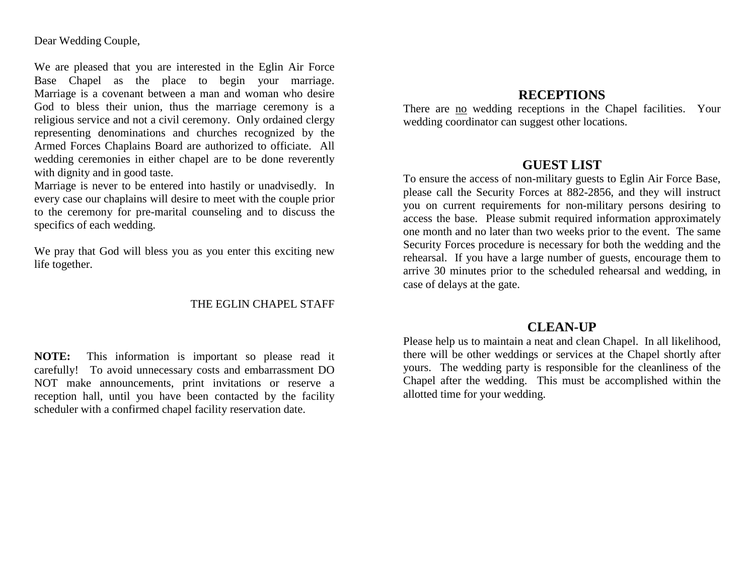Dear Wedding Couple,

We are pleased that you are interested in the Eglin Air Force Base Chapel as the place to begin your marriage. Marriage is a covenant between a man and woman who desire God to bless their union, thus the marriage ceremony is a religious service and not a civil ceremony. Only ordained clergy representing denominations and churches recognized by the Armed Forces Chaplains Board are authorized to officiate. All wedding ceremonies in either chapel are to be done reverently with dignity and in good taste.

Marriage is never to be entered into hastily or unadvisedly. In every case our chaplains will desire to meet with the couple prior to the ceremony for pre-marital counseling and to discuss the specifics of each wedding.

We pray that God will bless you as you enter this exciting new life together.

THE EGLIN CHAPEL STAFF

**NOTE:** This information is important so please read it carefully! To avoid unnecessary costs and embarrassment DO NOT make announcements, print invitations or reserve a reception hall, until you have been contacted by the facility scheduler with a confirmed chapel facility reservation date.

## RECEPTIONS

There are no wedding receptions in the Chapel facilities. Your wedding coordinator can suggest other locations.

## GUEST LIST

To ensure the access of non-military guests to Eglin Air Force Base, please call the Security Forces at 882-2856, and they will instruct you on current requirements for non-military persons desiring to access the base. Please submit required information approximately one month and no later than two weeks prior to the event. The same Security Forces procedure is necessary for both the wedding and the rehearsal. If you have a large number of guests, encourage them to arrive 30 minutes prior to the scheduled rehearsal and wedding, in case of delays at the gate.

## CLEAN-UP

Please help us to maintain a neat and clean Chapel. In all likelihood, there will be other weddings or services at the Chapel shortly after yours. The wedding party is responsible for the cleanliness of the Chapel after the wedding. This must be accomplished within the allotted time for your wedding.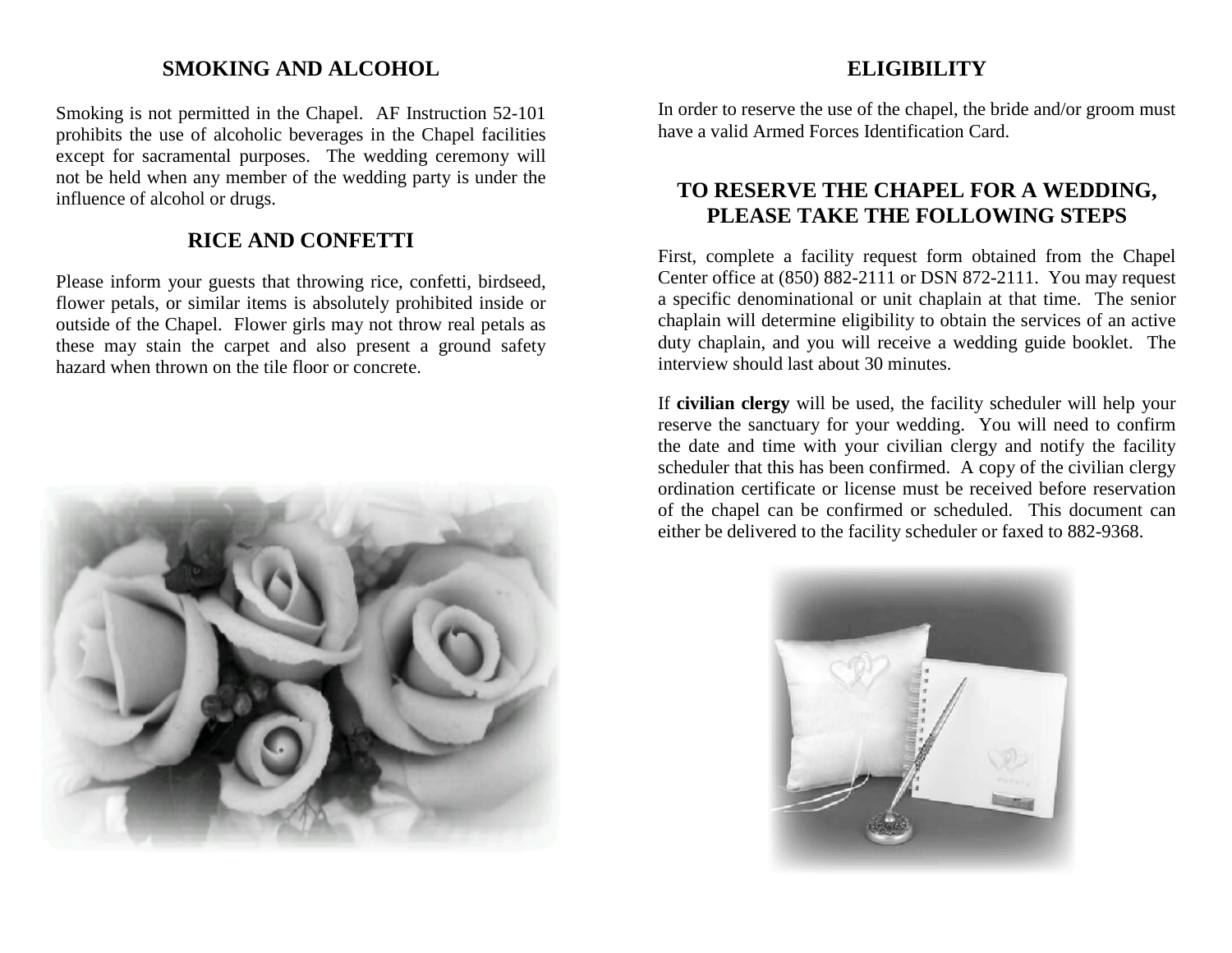## SMOKING AND ALCOHOL

Smoking is not permitted in the Chapel. AF Instruction 52-101 prohibits the use of alcoholic beverages in the Chapel facilities except for sacramental purposes. The wedding ceremony will not be held when any member of the wedding party is under the influence of alcohol or drugs.

## RICE AND CONFETTI

Please inform your guests that throwing rice, confetti, birdseed, flower petals, or similar items is absolutely prohibited inside or outside of the Chapel. Flower girls may not throw real petals as these may stain the carpet and also present a ground safety hazard when thrown on the tile floor or concrete.

## ELIGIBILITY

In order to reserve the use of the chapel, the bride and/or groom must have a valid Armed Forces Identification Card.

## TO RESERVE THE CHAPEL FOR A WEDDING, PLEASE TAKE THE FOLLOWING STEPS

First, complete a facility request form obtained from the Chapel Center office at (850) 882-2111 or DSN 872-2111. You may request a specific denominational or unit chaplain at that time. The senior chaplain will determine eligibility to obtain the services of an active duty chaplain, and you will receive a wedding guide booklet. The interview should last about 30 minutes.

If **civilian clergy** will be used, the facility scheduler will help your reserve the sanctuary for your wedding. You will need to confirm the date and time with your civilian clergy and notify the facility scheduler that this has been confirmed. A copy of the civilian clergy ordination certificate or license must be received before reservation of the chapel can be confirmed or scheduled. This document can either be delivered to the facility scheduler or faxed to 882-9368.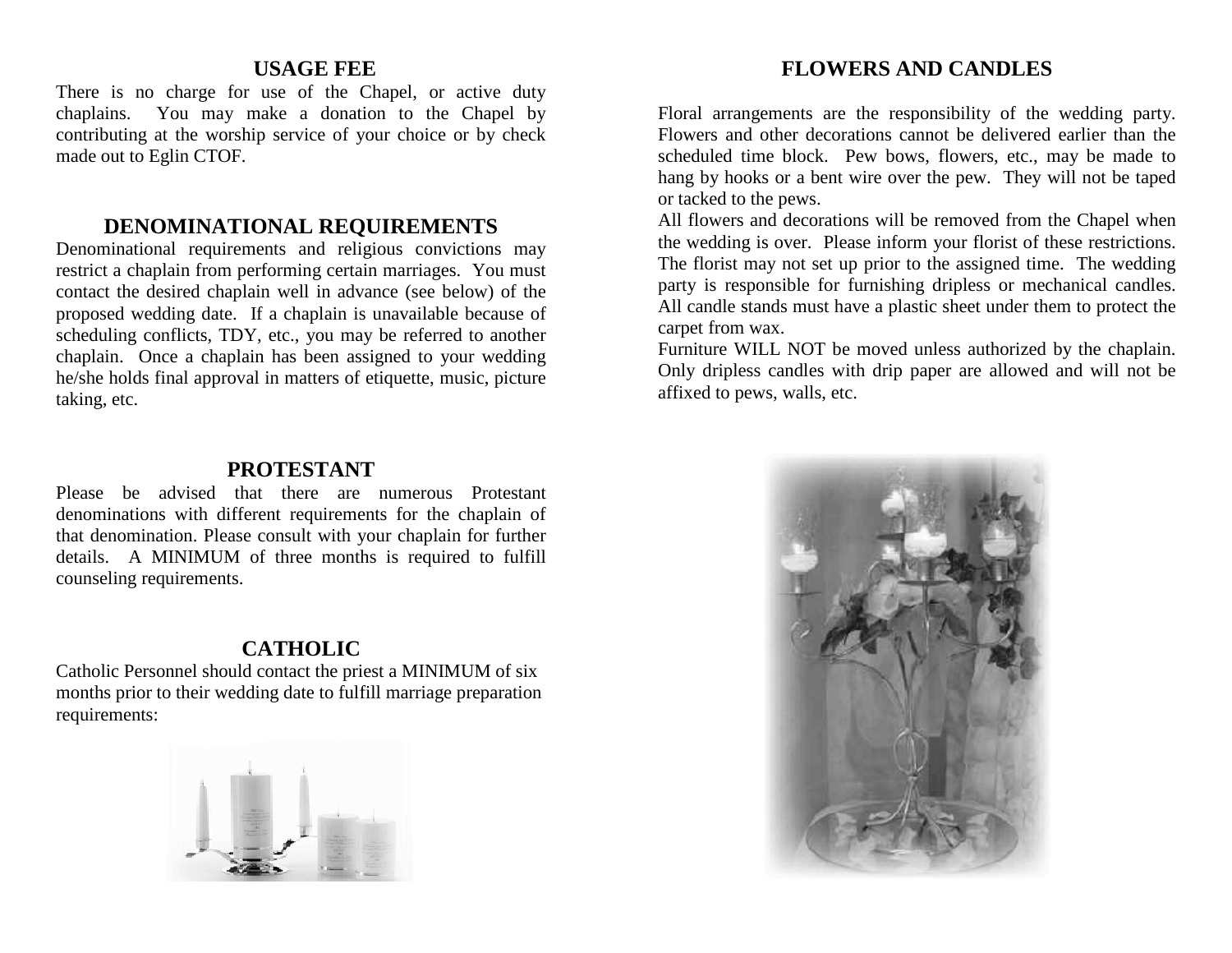## USAGE FEE

There is no charge for use of the Chapel, or active duty chaplains. You may make a donation to the Chapel by contributing at the worship service of your choice or by check made out to Eglin CTOF.

## DENOMINATIONAL REQUIREMENTS

Denominational requirements and religious convictions may restrict a chaplain from performing certain marriages. You must contact the desired chaplain well in advance (see below) of the proposed wedding date. If a chaplain is unavailable because of scheduling conflicts, TDY, etc., you may be referred to another chaplain. Once a chaplain has been assigned to your wedding he/she holds final approval in matters of etiquette, music, picture taking, etc.

## PROTESTANT

Please be advised that there are numerous Protestant denominations with different requirements for the chaplain of that denomination. Please consult with your chaplain for further details. A MINIMUM of three months is required to fulfill counseling requirements.

## CATHOLIC

Catholic Personnel should contact the priest a MINIMUM of six months prior to their wedding date to fulfill marriage preparation requirements:

## FLOWERS AND CANDLES

Floral arrangements are the responsibility of the wedding party. Flowers and other decorations cannot be delivered earlier than the scheduled time block. Pew bows, flowers, etc., may be made to hang by hooks or a bent wire over the pew. They will not be taped or tacked to the pews.

All flowers and decorations will be removed from the Chapel when the wedding is over. Please inform your florist of these restrictions. The florist may not set up prior to the assigned time. The wedding party is responsible for furnishing dripless or mechanical candles. All candle stands must have a plastic sheet under them to protect the carpet from wax.

Furniture WILL NOT be moved unless authorized by the chaplain. Only dripless candles with drip paper are allowed and will not be affixed to pews, walls, etc.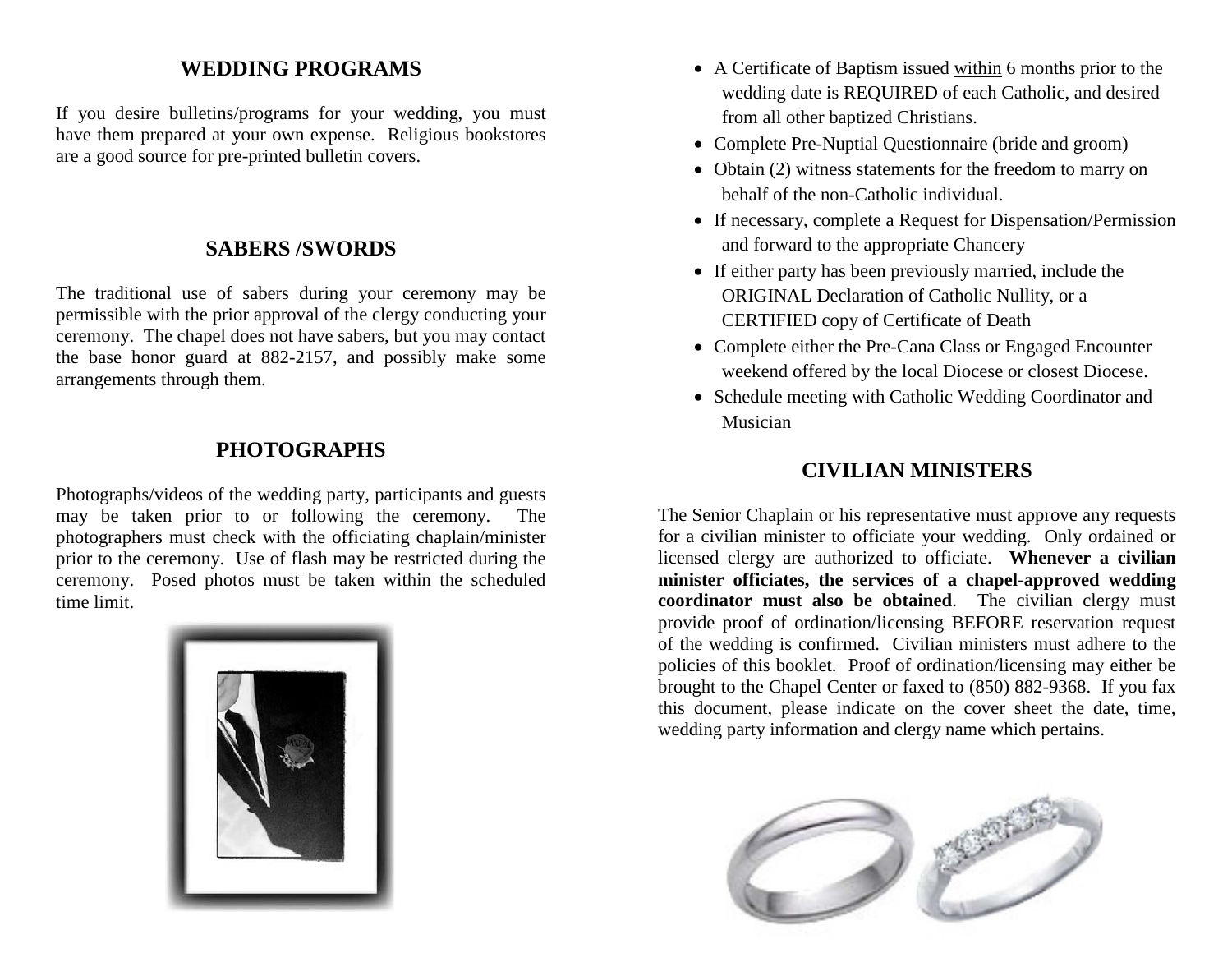## WEDDING PROGRAMS

If you desire bulletins/programs for your wedding, you must have them prepared at your own expense. Religious bookstores are a good source for pre-printed bulletin covers.

## SABERS /SWORDS

The traditional use of sabers during your ceremony may be permissible with the prior approval of the clergy conducting your ceremony. The chapel does not have sabers, but you may contact the base honor guard at 882-2157, and possibly make some arrangements through them.

## PHOTOGRAPHS

Photographs/videos of the wedding party, participants and guests may be taken prior to or following the ceremony. The photographers must check with the officiating chaplain/minister prior to the ceremony. Use of flash may be restricted during the ceremony. Posed photos must be taken within the scheduled time limit.

- A Certificate of Baptism issued <u>within</u> 6 months prior to the wedding date is REQUIRED of each Catholic, and desired from all other baptized Christians.
- Complete Pre-Nuptial Questionnaire (bride and groom)
- Obtain (2) witness statements for the freedom to marry on behalf of the non-Catholic individual.
- If necessary, complete a Request for Dispensation/Permission and forward to the appropriate Chancery
- If either party has been previously married, include the ORIGINAL Declaration of Catholic Nullity, or a CERTIFIED copy of Certificate of Death
- Complete either the Pre-Cana Class or Engaged Encounter weekend offered by the local Diocese or closest Diocese.
- Schedule meeting with Catholic Wedding Coordinator and Musician

## CIVILIAN MINISTERS

The Senior Chaplain or his representative must approve any requests for a civilian minister to officiate your wedding. Only ordained or licensed clergy are authorized to officiate. **Whenever a civilian minister officiates, the services of a chapel-approved wedding coordinator must also be obtained**. The civilian clergy must provide proof of ordination/licensing BEFORE reservation request of the wedding is confirmed. Civilian ministers must adhere to the policies of this booklet. Proof of ordination/licensing may either be brought to the Chapel Center or faxed to (850) 882-9368. If you fax this document, please indicate on the cover sheet the date, time, wedding party information and clergy name which pertains.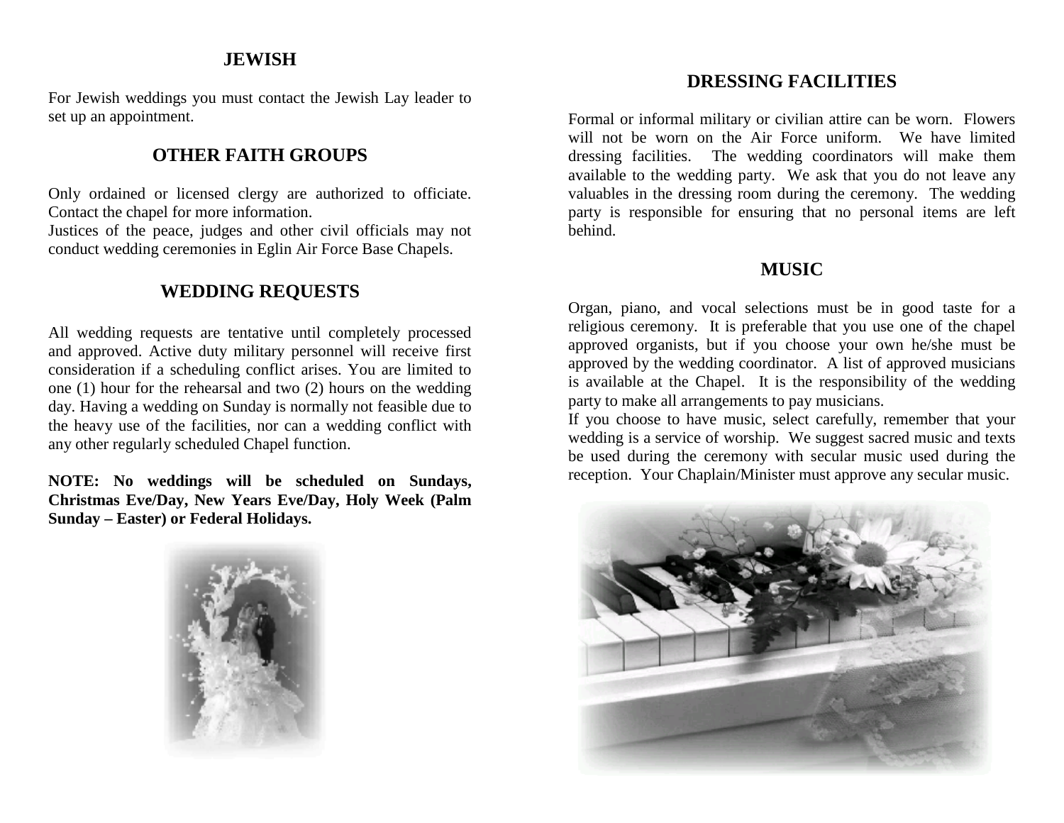## JEWISH

For Jewish weddings you must contact the Jewish Lay leader to set up an appointment.

## OTHER FAITH GROUPS

Only ordained or licensed clergy are authorized to officiate. Contact the chapel for more information.
Justices of the peace, judges and other civil officials may not conduct wedding ceremonies in Eglin Air Force Base Chapels.

## WEDDING REQUESTS

All wedding requests are tentative until completely processed and approved. Active duty military personnel will receive first consideration if a scheduling conflict arises. You are limited to one (1) hour for the rehearsal and two (2) hours on the wedding day. Having a wedding on Sunday is normally not feasible due to the heavy use of the facilities, nor can a wedding conflict with any other regularly scheduled Chapel function.

**NOTE: No weddings will be scheduled on Sundays, Christmas Eve/Day, New Years Eve/Day, Holy Week (Palm Sunday – Easter) or Federal Holidays.**

## DRESSING FACILITIES

Formal or informal military or civilian attire can be worn. Flowers will not be worn on the Air Force uniform. We have limited dressing facilities. The wedding coordinators will make them available to the wedding party. We ask that you do not leave any valuables in the dressing room during the ceremony. The wedding party is responsible for ensuring that no personal items are left behind.

## MUSIC

Organ, piano, and vocal selections must be in good taste for a religious ceremony. It is preferable that you use one of the chapel approved organists, but if you choose your own he/she must be approved by the wedding coordinator. A list of approved musicians is available at the Chapel. It is the responsibility of the wedding party to make all arrangements to pay musicians.
If you choose to have music, select carefully, remember that your wedding is a service of worship. We suggest sacred music and texts be used during the ceremony with secular music used during the reception. Your Chaplain/Minister must approve any secular music.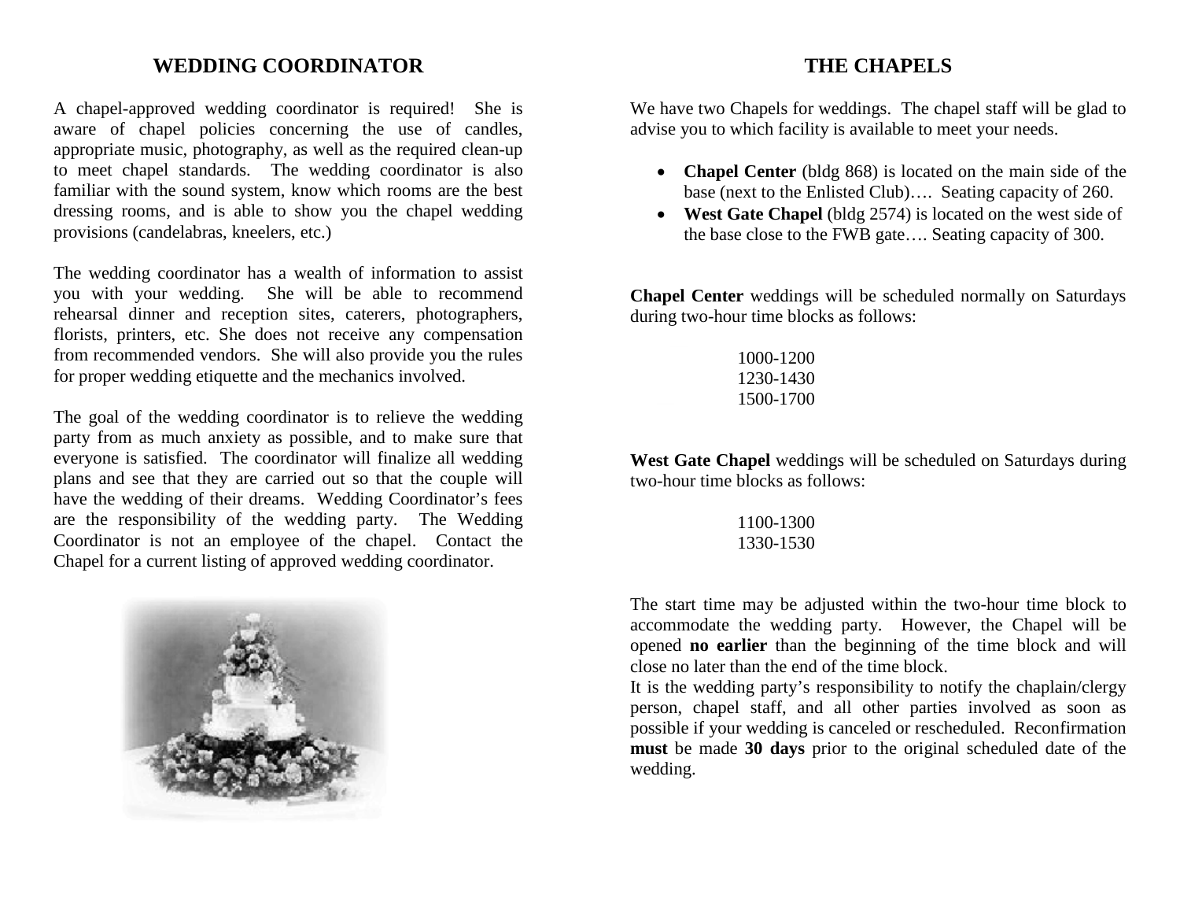## WEDDING COORDINATOR

A chapel-approved wedding coordinator is required! She is aware of chapel policies concerning the use of candles, appropriate music, photography, as well as the required clean-up to meet chapel standards. The wedding coordinator is also familiar with the sound system, know which rooms are the best dressing rooms, and is able to show you the chapel wedding provisions (candelabras, kneelers, etc.)

The wedding coordinator has a wealth of information to assist you with your wedding. She will be able to recommend rehearsal dinner and reception sites, caterers, photographers, florists, printers, etc. She does not receive any compensation from recommended vendors. She will also provide you the rules for proper wedding etiquette and the mechanics involved.

The goal of the wedding coordinator is to relieve the wedding party from as much anxiety as possible, and to make sure that everyone is satisfied. The coordinator will finalize all wedding plans and see that they are carried out so that the couple will have the wedding of their dreams. Wedding Coordinator's fees are the responsibility of the wedding party. The Wedding Coordinator is not an employee of the chapel. Contact the Chapel for a current listing of approved wedding coordinator.

## THE CHAPELS

We have two Chapels for weddings. The chapel staff will be glad to advise you to which facility is available to meet your needs.

- **Chapel Center** (bldg 868) is located on the main side of the base (next to the Enlisted Club)…. Seating capacity of 260.
- **West Gate Chapel** (bldg 2574) is located on the west side of the base close to the FWB gate…. Seating capacity of 300.

**Chapel Center** weddings will be scheduled normally on Saturdays during two-hour time blocks as follows:

1000-1200
1230-1430
1500-1700

**West Gate Chapel** weddings will be scheduled on Saturdays during two-hour time blocks as follows:

1100-1300
1330-1530

The start time may be adjusted within the two-hour time block to accommodate the wedding party. However, the Chapel will be opened **no earlier** than the beginning of the time block and will close no later than the end of the time block.

It is the wedding party's responsibility to notify the chaplain/clergy person, chapel staff, and all other parties involved as soon as possible if your wedding is canceled or rescheduled. Reconfirmation **must** be made **30 days** prior to the original scheduled date of the wedding.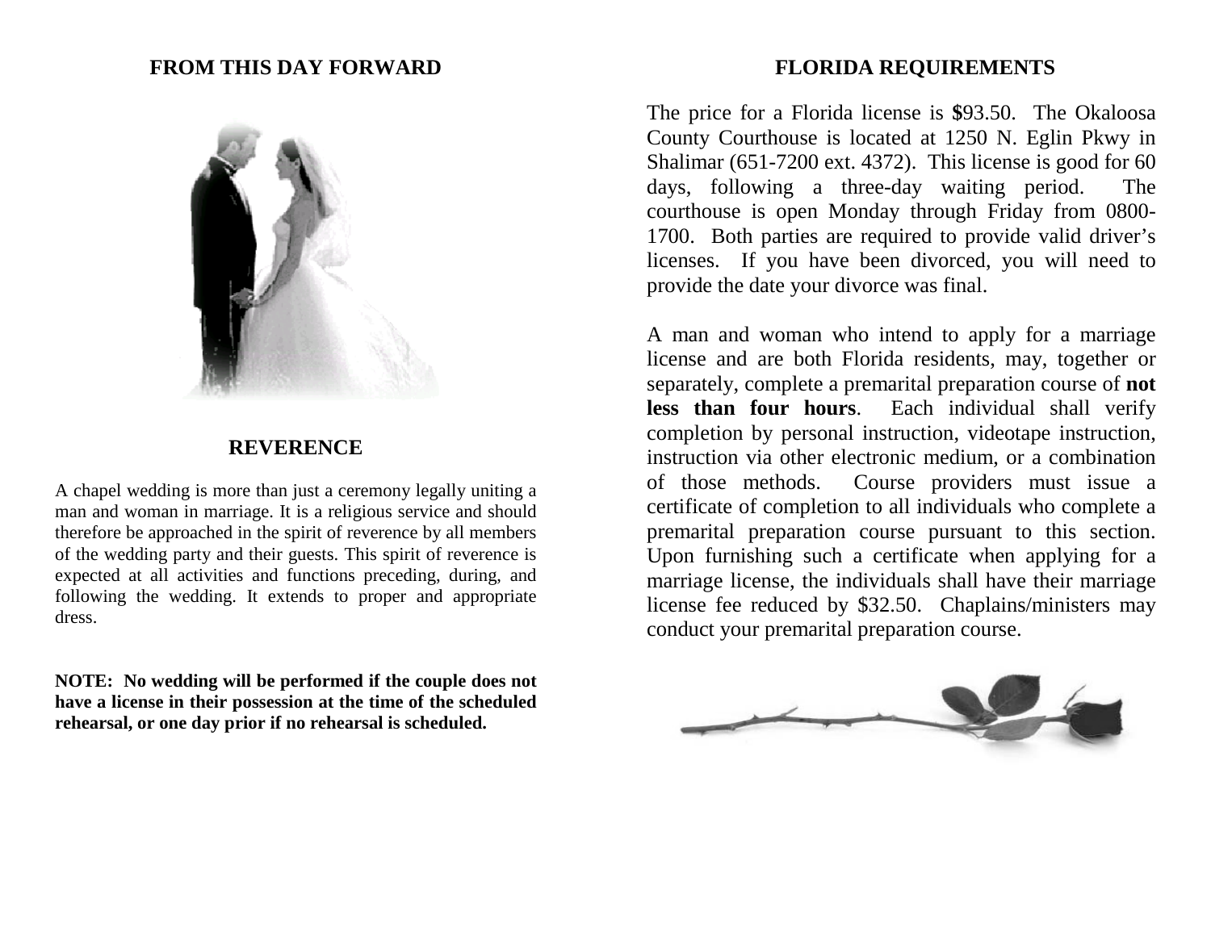## FROM THIS DAY FORWARD

## REVERENCE

A chapel wedding is more than just a ceremony legally uniting a man and woman in marriage. It is a religious service and should therefore be approached in the spirit of reverence by all members of the wedding party and their guests. This spirit of reverence is expected at all activities and functions preceding, during, and following the wedding. It extends to proper and appropriate dress.

**NOTE: No wedding will be performed if the couple does not have a license in their possession at the time of the scheduled rehearsal, or one day prior if no rehearsal is scheduled.**

## FLORIDA REQUIREMENTS

The price for a Florida license is $93.50. The Okaloosa County Courthouse is located at 1250 N. Eglin Pkwy in Shalimar (651-7200 ext. 4372). This license is good for 60 days, following a three-day waiting period. The courthouse is open Monday through Friday from 0800-1700. Both parties are required to provide valid driver's licenses. If you have been divorced, you will need to provide the date your divorce was final.

A man and woman who intend to apply for a marriage license and are both Florida residents, may, together or separately, complete a premarital preparation course of **not less than four hours**. Each individual shall verify completion by personal instruction, videotape instruction, instruction via other electronic medium, or a combination of those methods. Course providers must issue a certificate of completion to all individuals who complete a premarital preparation course pursuant to this section. Upon furnishing such a certificate when applying for a marriage license, the individuals shall have their marriage license fee reduced by $32.50. Chaplains/ministers may conduct your premarital preparation course.